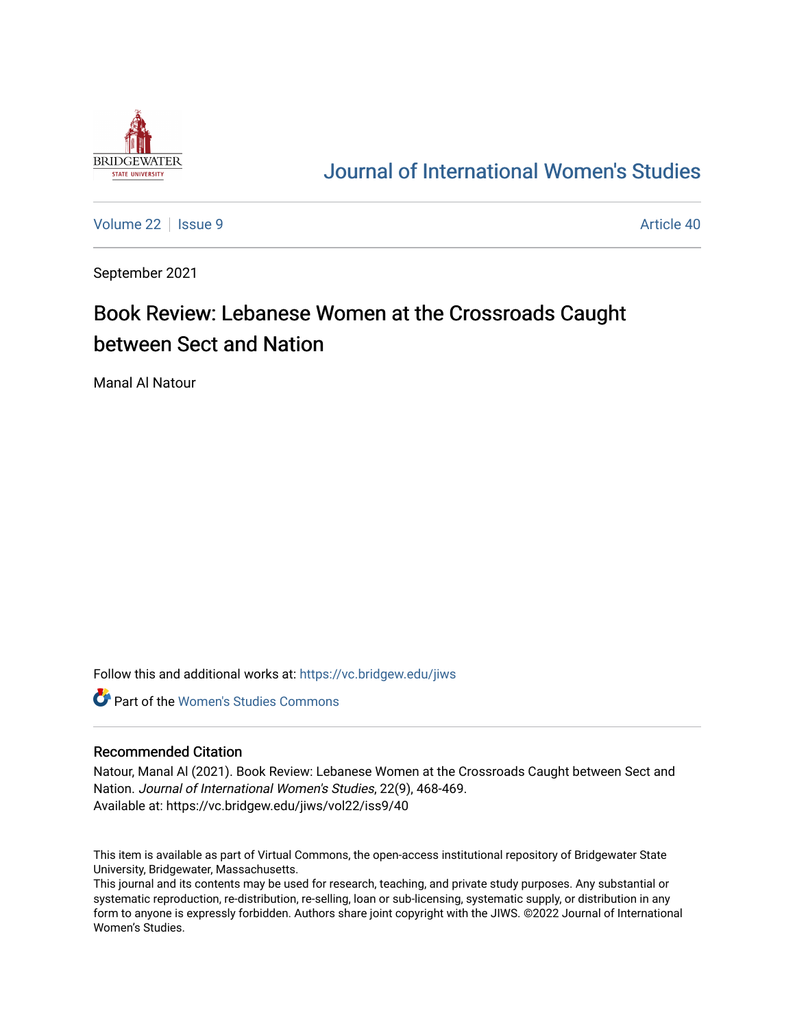# Journal of International Women's Studies

Volume 22 | Issue 9 Article 40

September 2021

## Book Review: Lebanese Women at the Crossroads Caught between Sect and Nation

Manal Al Natour

Follow this and additional works at: https://vc.bridgew.edu/jiws

Part of the Women's Studies Commons

### Recommended Citation

Natour, Manal Al (2021). Book Review: Lebanese Women at the Crossroads Caught between Sect and Nation. *Journal of International Women's Studies*, 22(9), 468-469.
Available at: https://vc.bridgew.edu/jiws/vol22/iss9/40

This item is available as part of Virtual Commons, the open-access institutional repository of Bridgewater State University, Bridgewater, Massachusetts.
This journal and its contents may be used for research, teaching, and private study purposes. Any substantial or systematic reproduction, re-distribution, re-selling, loan or sub-licensing, systematic supply, or distribution in any form to anyone is expressly forbidden. Authors share joint copyright with the JIWS. ©2022 Journal of International Women's Studies.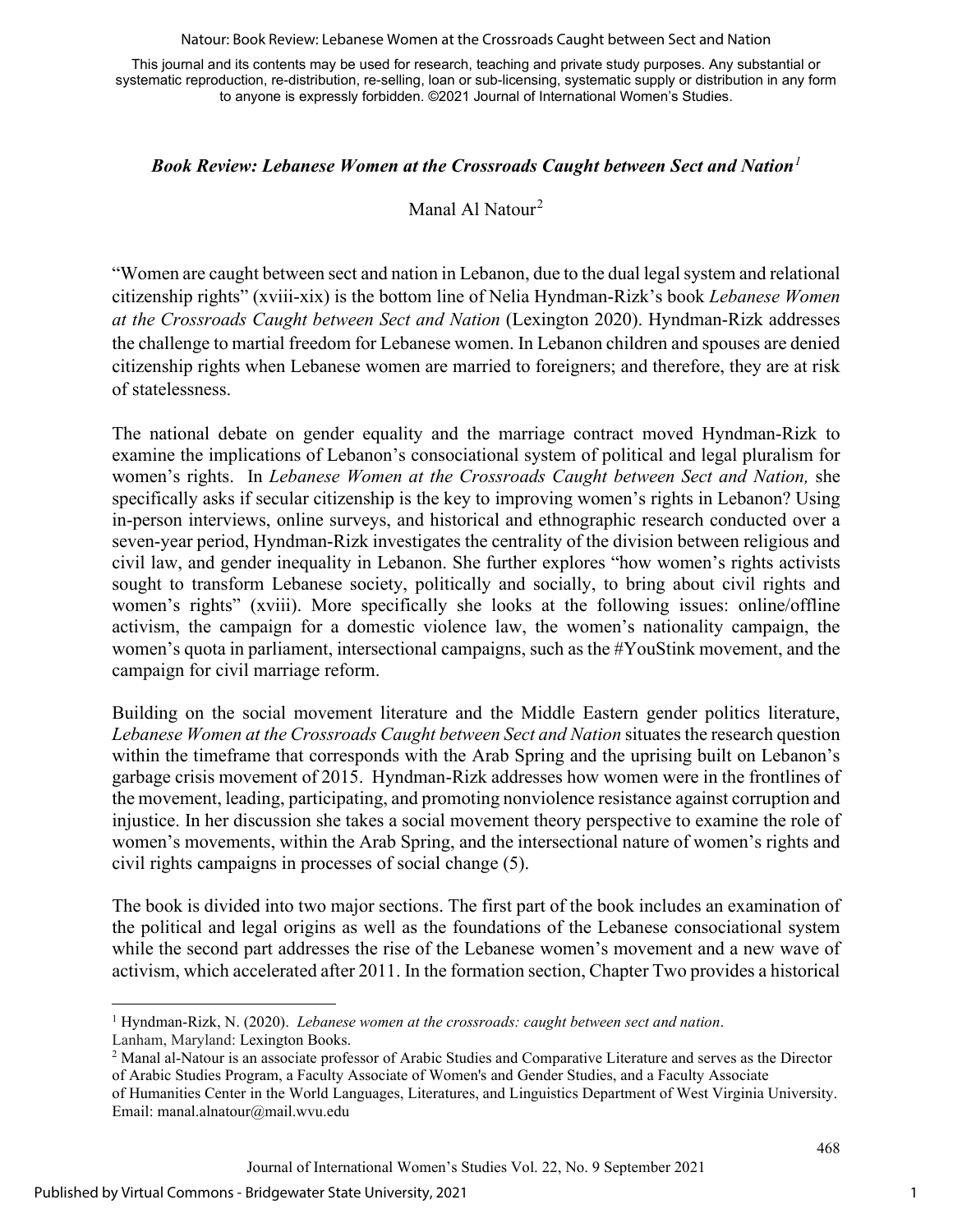## *Book Review: Lebanese Women at the Crossroads Caught between Sect and Nation*[1]

Manal Al Natour[2]

"Women are caught between sect and nation in Lebanon, due to the dual legal system and relational citizenship rights" (xviii-xix) is the bottom line of Nelia Hyndman-Rizk's book *Lebanese Women at the Crossroads Caught between Sect and Nation* (Lexington 2020). Hyndman-Rizk addresses the challenge to martial freedom for Lebanese women. In Lebanon children and spouses are denied citizenship rights when Lebanese women are married to foreigners; and therefore, they are at risk of statelessness.

The national debate on gender equality and the marriage contract moved Hyndman-Rizk to examine the implications of Lebanon's consociational system of political and legal pluralism for women's rights. In *Lebanese Women at the Crossroads Caught between Sect and Nation,* she specifically asks if secular citizenship is the key to improving women's rights in Lebanon? Using in-person interviews, online surveys, and historical and ethnographic research conducted over a seven-year period, Hyndman-Rizk investigates the centrality of the division between religious and civil law, and gender inequality in Lebanon. She further explores "how women's rights activists sought to transform Lebanese society, politically and socially, to bring about civil rights and women's rights" (xviii). More specifically she looks at the following issues: online/offline activism, the campaign for a domestic violence law, the women's nationality campaign, the women's quota in parliament, intersectional campaigns, such as the #YouStink movement, and the campaign for civil marriage reform.

Building on the social movement literature and the Middle Eastern gender politics literature, *Lebanese Women at the Crossroads Caught between Sect and Nation* situates the research question within the timeframe that corresponds with the Arab Spring and the uprising built on Lebanon's garbage crisis movement of 2015. Hyndman-Rizk addresses how women were in the frontlines of the movement, leading, participating, and promoting nonviolence resistance against corruption and injustice. In her discussion she takes a social movement theory perspective to examine the role of women's movements, within the Arab Spring, and the intersectional nature of women's rights and civil rights campaigns in processes of social change (5).

The book is divided into two major sections. The first part of the book includes an examination of the political and legal origins as well as the foundations of the Lebanese consociational system while the second part addresses the rise of the Lebanese women's movement and a new wave of activism, which accelerated after 2011. In the formation section, Chapter Two provides a historical

---

[1] Hyndman-Rizk, N. (2020). *Lebanese women at the crossroads: caught between sect and nation*. Lanham, Maryland: Lexington Books.

[2] Manal al-Natour is an associate professor of Arabic Studies and Comparative Literature and serves as the Director of Arabic Studies Program, a Faculty Associate of Women's and Gender Studies, and a Faculty Associate of Humanities Center in the World Languages, Literatures, and Linguistics Department of West Virginia University. Email: manal.alnatour@mail.wvu.edu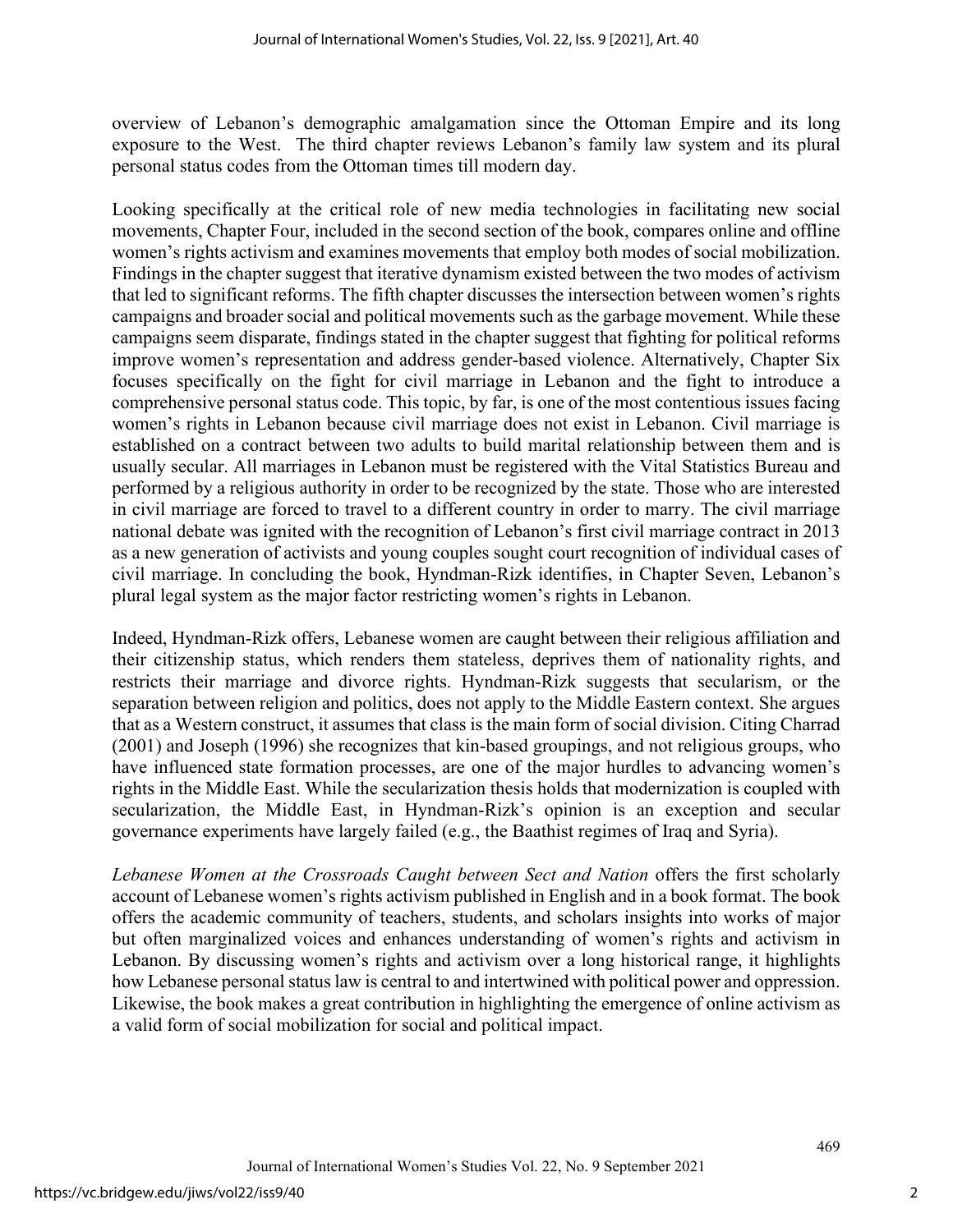overview of Lebanon's demographic amalgamation since the Ottoman Empire and its long exposure to the West. The third chapter reviews Lebanon's family law system and its plural personal status codes from the Ottoman times till modern day.

Looking specifically at the critical role of new media technologies in facilitating new social movements, Chapter Four, included in the second section of the book, compares online and offline women's rights activism and examines movements that employ both modes of social mobilization. Findings in the chapter suggest that iterative dynamism existed between the two modes of activism that led to significant reforms. The fifth chapter discusses the intersection between women's rights campaigns and broader social and political movements such as the garbage movement. While these campaigns seem disparate, findings stated in the chapter suggest that fighting for political reforms improve women's representation and address gender-based violence. Alternatively, Chapter Six focuses specifically on the fight for civil marriage in Lebanon and the fight to introduce a comprehensive personal status code. This topic, by far, is one of the most contentious issues facing women's rights in Lebanon because civil marriage does not exist in Lebanon. Civil marriage is established on a contract between two adults to build marital relationship between them and is usually secular. All marriages in Lebanon must be registered with the Vital Statistics Bureau and performed by a religious authority in order to be recognized by the state. Those who are interested in civil marriage are forced to travel to a different country in order to marry. The civil marriage national debate was ignited with the recognition of Lebanon's first civil marriage contract in 2013 as a new generation of activists and young couples sought court recognition of individual cases of civil marriage. In concluding the book, Hyndman-Rizk identifies, in Chapter Seven, Lebanon's plural legal system as the major factor restricting women's rights in Lebanon.

Indeed, Hyndman-Rizk offers, Lebanese women are caught between their religious affiliation and their citizenship status, which renders them stateless, deprives them of nationality rights, and restricts their marriage and divorce rights. Hyndman-Rizk suggests that secularism, or the separation between religion and politics, does not apply to the Middle Eastern context. She argues that as a Western construct, it assumes that class is the main form of social division. Citing Charrad (2001) and Joseph (1996) she recognizes that kin-based groupings, and not religious groups, who have influenced state formation processes, are one of the major hurdles to advancing women's rights in the Middle East. While the secularization thesis holds that modernization is coupled with secularization, the Middle East, in Hyndman-Rizk's opinion is an exception and secular governance experiments have largely failed (e.g., the Baathist regimes of Iraq and Syria).

*Lebanese Women at the Crossroads Caught between Sect and Nation* offers the first scholarly account of Lebanese women's rights activism published in English and in a book format. The book offers the academic community of teachers, students, and scholars insights into works of major but often marginalized voices and enhances understanding of women's rights and activism in Lebanon. By discussing women's rights and activism over a long historical range, it highlights how Lebanese personal status law is central to and intertwined with political power and oppression. Likewise, the book makes a great contribution in highlighting the emergence of online activism as a valid form of social mobilization for social and political impact.